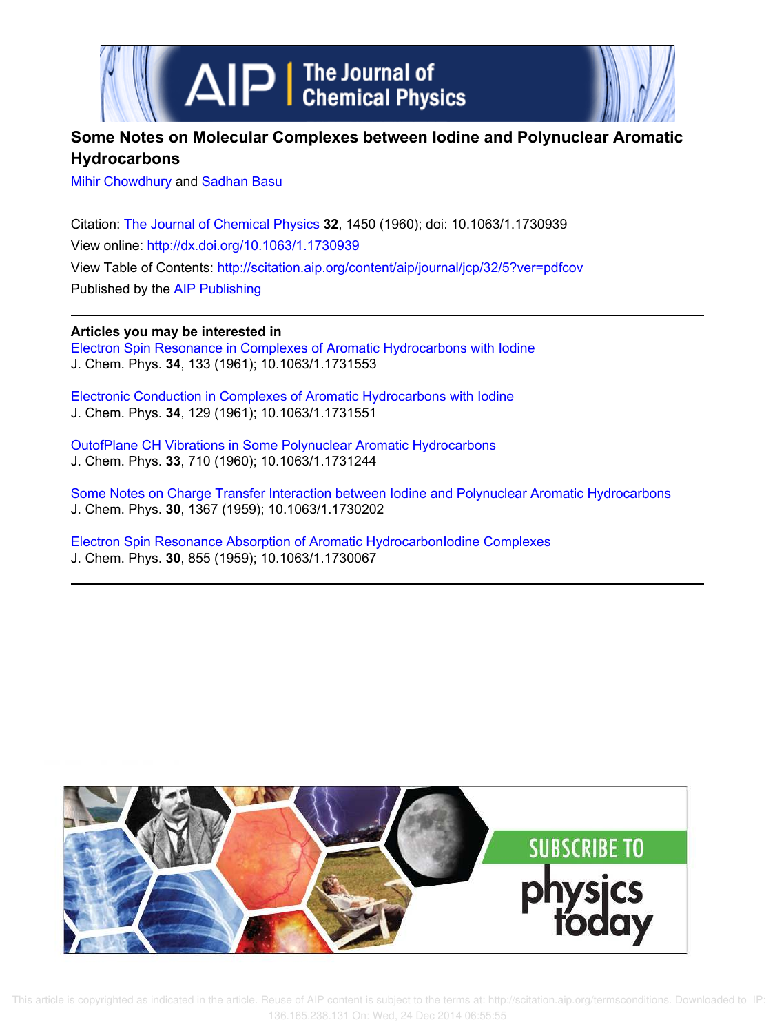# Some Notes on Molecular Complexes between Iodine and Polynuclear Aromatic Hydrocarbons

Mihir Chowdhury and Sadhan Basu

Citation: The Journal of Chemical Physics **32**, 1450 (1960); doi: 10.1063/1.1730939

View online: http://dx.doi.org/10.1063/1.1730939

View Table of Contents: http://scitation.aip.org/content/aip/journal/jcp/32/5?ver=pdfcov

Published by the AIP Publishing

**Articles you may be interested in**

Electron Spin Resonance in Complexes of Aromatic Hydrocarbons with Iodine
J. Chem. Phys. **34**, 133 (1961); 10.1063/1.1731553

Electronic Conduction in Complexes of Aromatic Hydrocarbons with Iodine
J. Chem. Phys. **34**, 129 (1961); 10.1063/1.1731551

OutofPlane CH Vibrations in Some Polynuclear Aromatic Hydrocarbons
J. Chem. Phys. **33**, 710 (1960); 10.1063/1.1731244

Some Notes on Charge Transfer Interaction between Iodine and Polynuclear Aromatic Hydrocarbons
J. Chem. Phys. **30**, 1367 (1959); 10.1063/1.1730202

Electron Spin Resonance Absorption of Aromatic HydrocarbonIodine Complexes
J. Chem. Phys. **30**, 855 (1959); 10.1063/1.1730067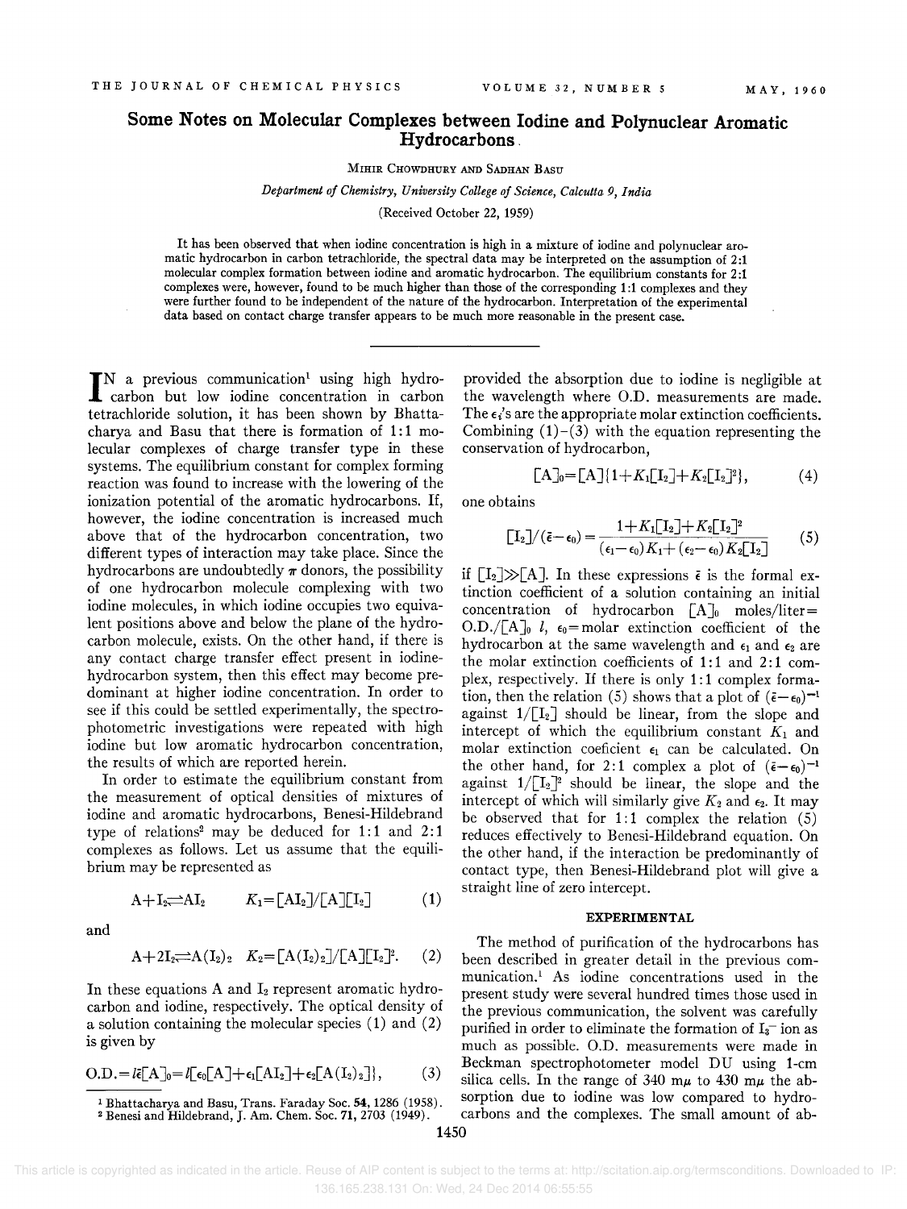# Some Notes on Molecular Complexes between Iodine and Polynuclear Aromatic Hydrocarbons

MIHIR CHOWDHURY AND SADHAN BASU

*Department of Chemistry, University College of Science, Calcutta 9, India*

(Received October 22, 1959)

It has been observed that when iodine concentration is high in a mixture of iodine and polynuclear aromatic hydrocarbon in carbon tetrachloride, the spectral data may be interpreted on the assumption of 2:1 molecular complex formation between iodine and aromatic hydrocarbon. The equilibrium constants for 2:1 complexes were, however, found to be much higher than those of the corresponding 1:1 complexes and they were further found to be independent of the nature of the hydrocarbon. Interpretation of the experimental data based on contact charge transfer appears to be much more reasonable in the present case.

---

IN a previous communication[1] using high hydrocarbon but low iodine concentration in carbon tetrachloride solution, it has been shown by Bhattacharya and Basu that there is formation of 1:1 molecular complexes of charge transfer type in these systems. The equilibrium constant for complex forming reaction was found to increase with the lowering of the ionization potential of the aromatic hydrocarbons. If, however, the iodine concentration is increased much above that of the hydrocarbon concentration, two different types of interaction may take place. Since the hydrocarbons are undoubtedly $\pi$ donors, the possibility of one hydrocarbon molecule complexing with two iodine molecules, in which iodine occupies two equivalent positions above and below the plane of the hydrocarbon molecule, exists. On the other hand, if there is any contact charge transfer effect present in iodine-hydrocarbon system, then this effect may become predominant at higher iodine concentration. In order to see if this could be settled experimentally, the spectrophotometric investigations were repeated with high iodine but low aromatic hydrocarbon concentration, the results of which are reported herein.

In order to estimate the equilibrium constant from the measurement of optical densities of mixtures of iodine and aromatic hydrocarbons, Benesi-Hildebrand type of relations[2] may be deduced for 1:1 and 2:1 complexes as follows. Let us assume that the equilibrium may be represented as

$$A+I_2\rightleftharpoons AI_2 \qquad K_1=[AI_2]/[A][I_2] \tag{1}$$

and

$$A+2I_2\rightleftharpoons A(I_2)_2 \quad K_2=[A(I_2)_2]/[A][I_2]^2. \tag{2}$$

In these equations A and $I_2$ represent aromatic hydrocarbon and iodine, respectively. The optical density of a solution containing the molecular species (1) and (2) is given by

$$\text{O.D.}=l\bar{\epsilon}[A]_0=l[\epsilon_0[A]+\epsilon_1[AI_2]+\epsilon_2[A(I_2)_2]], \tag{3}$$

provided the absorption due to iodine is negligible at the wavelength where O.D. measurements are made. The $\epsilon_i$'s are the appropriate molar extinction coefficients. Combining (1)–(3) with the equation representing the conservation of hydrocarbon,

$$[A]_0=[A]\{1+K_1[I_2]+K_2[I_2]^2\}, \tag{4}$$

one obtains

$$[I_2]/(\bar{\epsilon}-\epsilon_0)=\frac{1+K_1[I_2]+K_2[I_2]^2}{(\epsilon_1-\epsilon_0)K_1+(\epsilon_2-\epsilon_0)K_2[I_2]} \tag{5}$$

if $[I_2]\gg[A]$. In these expressions $\bar{\epsilon}$ is the formal extinction coefficient of a solution containing an initial concentration of hydrocarbon $[A]_0$ moles/liter = O.D./$[A]_0$ $l$, $\epsilon_0$ = molar extinction coefficient of the hydrocarbon at the same wavelength and $\epsilon_1$ and $\epsilon_2$ are the molar extinction coefficients of 1:1 and 2:1 complex, respectively. If there is only 1:1 complex formation, then the relation (5) shows that a plot of $(\bar{\epsilon}-\epsilon_0)^{-1}$ against $1/[I_2]$ should be linear, from the slope and intercept of which the equilibrium constant $K_1$ and molar extinction coeficient $\epsilon_1$ can be calculated. On the other hand, for 2:1 complex a plot of $(\bar{\epsilon}-\epsilon_0)^{-1}$ against $1/[I_2]^2$ should be linear, the slope and the intercept of which will similarly give $K_2$ and $\epsilon_2$. It may be observed that for 1:1 complex the relation (5) reduces effectively to Benesi-Hildebrand equation. On the other hand, if the interaction be predominantly of contact type, then Benesi-Hildebrand plot will give a straight line of zero intercept.

## EXPERIMENTAL

The method of purification of the hydrocarbons has been described in greater detail in the previous communication.[1] As iodine concentrations used in the present study were several hundred times those used in the previous communication, the solvent was carefully purified in order to eliminate the formation of $I_3^-$ ion as much as possible. O.D. measurements were made in Beckman spectrophotometer model DU using 1-cm silica cells. In the range of 340 m$\mu$ to 430 m$\mu$ the absorption due to iodine was low compared to hydrocarbons and the complexes. The small amount of ab-

[1] Bhattacharya and Basu, Trans. Faraday Soc. **54**, 1286 (1958).
[2] Benesi and Hildebrand, J. Am. Chem. Soc. **71**, 2703 (1949).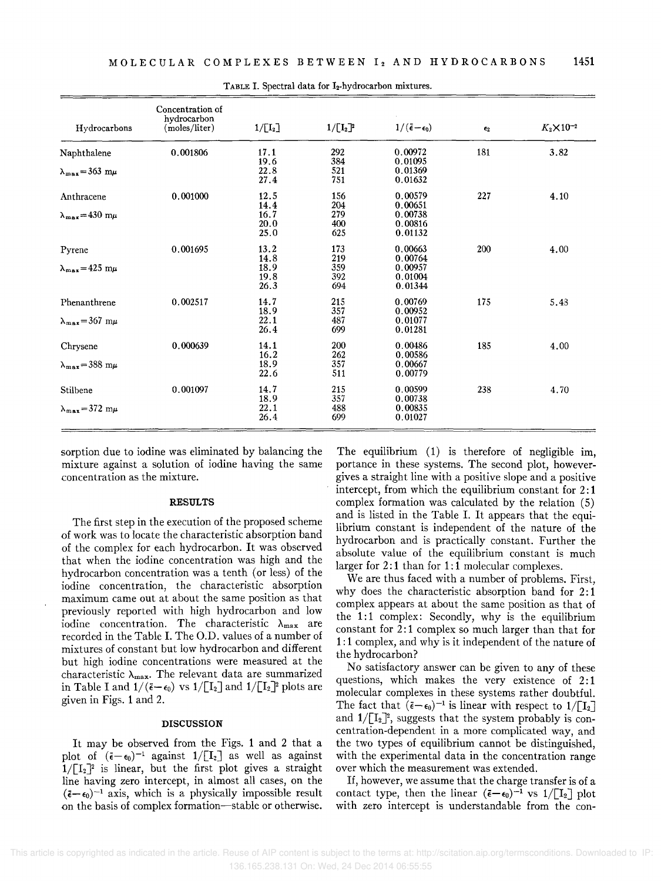TABLE I. Spectral data for $I_2$-hydrocarbon mixtures.

| Hydrocarbons | Concentration of hydrocarbon (moles/liter) | $1/[I_2]$ | $1/[I_2]^2$ | $1/(\bar{\epsilon}-\epsilon_0)$ | $\epsilon_2$ | $K_2\times10^{-2}$ |
|---|---|---|---|---|---|---|
| Naphthalene | 0.001806 | 17.1 | 292 | 0.00972 | 181 | 3.82 |
| | | 19.6 | 384 | 0.01095 | | |
| $\lambda_{max}=363$ mμ | | 22.8 | 521 | 0.01369 | | |
| | | 27.4 | 751 | 0.01632 | | |
| Anthracene | 0.001000 | 12.5 | 156 | 0.00579 | 227 | 4.10 |
| | | 14.4 | 204 | 0.00651 | | |
| $\lambda_{max}=430$ mμ | | 16.7 | 279 | 0.00738 | | |
| | | 20.0 | 400 | 0.00816 | | |
| | | 25.0 | 625 | 0.01132 | | |
| Pyrene | 0.001695 | 13.2 | 173 | 0.00663 | 200 | 4.00 |
| | | 14.8 | 219 | 0.00764 | | |
| $\lambda_{max}=425$ mμ | | 18.9 | 359 | 0.00957 | | |
| | | 19.8 | 392 | 0.01004 | | |
| | | 26.3 | 694 | 0.01344 | | |
| Phenanthrene | 0.002517 | 14.7 | 215 | 0.00769 | 175 | 5.43 |
| | | 18.9 | 357 | 0.00952 | | |
| $\lambda_{max}=367$ mμ | | 22.1 | 487 | 0.01077 | | |
| | | 26.4 | 699 | 0.01281 | | |
| Chrysene | 0.000639 | 14.1 | 200 | 0.00486 | 185 | 4.00 |
| | | 16.2 | 262 | 0.00586 | | |
| $\lambda_{max}=388$ mμ | | 18.9 | 357 | 0.00667 | | |
| | | 22.6 | 511 | 0.00779 | | |
| Stilbene | 0.001097 | 14.7 | 215 | 0.00599 | 238 | 4.70 |
| | | 18.9 | 357 | 0.00738 | | |
| $\lambda_{max}=372$ mμ | | 22.1 | 488 | 0.00835 | | |
| | | 26.4 | 699 | 0.01027 | | |

sorption due to iodine was eliminated by balancing the mixture against a solution of iodine having the same concentration as the mixture.

## RESULTS

The first step in the execution of the proposed scheme of work was to locate the characteristic absorption band of the complex for each hydrocarbon. It was observed that when the iodine concentration was high and the hydrocarbon concentration was a tenth (or less) of the iodine concentration, the characteristic absorption maximum came out at about the same position as that previously reported with high hydrocarbon and low iodine concentration. The characteristic $\lambda_{max}$ are recorded in the Table I. The O.D. values of a number of mixtures of constant but low hydrocarbon and different but high iodine concentrations were measured at the characteristic $\lambda_{max}$. The relevant data are summarized in Table I and $1/(\bar{\epsilon}-\epsilon_0)$ vs $1/[I_2]$ and $1/[I_2]^2$ plots are given in Figs. 1 and 2.

## DISCUSSION

It may be observed from the Figs. 1 and 2 that a plot of $(\bar{\epsilon}-\epsilon_0)^{-1}$ against $1/[I_2]$ as well as against $1/[I_2]^2$ is linear, but the first plot gives a straight line having zero intercept, in almost all cases, on the $(\bar{\epsilon}-\epsilon_0)^{-1}$ axis, which is a physically impossible result on the basis of complex formation—stable or otherwise. The equilibrium (1) is therefore of negligible im, portance in these systems. The second plot, however gives a straight line with a positive slope and a positive intercept, from which the equilibrium constant for 2:1 complex formation was calculated by the relation (5) and is listed in the Table I. It appears that the equilibrium constant is independent of the nature of the hydrocarbon and is practically constant. Further the absolute value of the equilibrium constant is much larger for 2:1 than for 1:1 molecular complexes.

We are thus faced with a number of problems. First, why does the characteristic absorption band for 2:1 complex appears at about the same position as that of the 1:1 complex: Secondly, why is the equilibrium constant for 2:1 complex so much larger than that for 1:1 complex, and why is it independent of the nature of the hydrocarbon?

No satisfactory answer can be given to any of these questions, which makes the very existence of 2:1 molecular complexes in these systems rather doubtful. The fact that $(\bar{\epsilon}-\epsilon_0)^{-1}$ is linear with respect to $1/[I_2]$ and $1/[I_2]^2$, suggests that the system probably is concentration-dependent in a more complicated way, and the two types of equilibrium cannot be distinguished, with the experimental data in the concentration range over which the measurement was extended.

If, however, we assume that the charge transfer is of a contact type, then the linear $(\bar{\epsilon}-\epsilon_0)^{-1}$ vs $1/[I_2]$ plot with zero intercept is understandable from the con-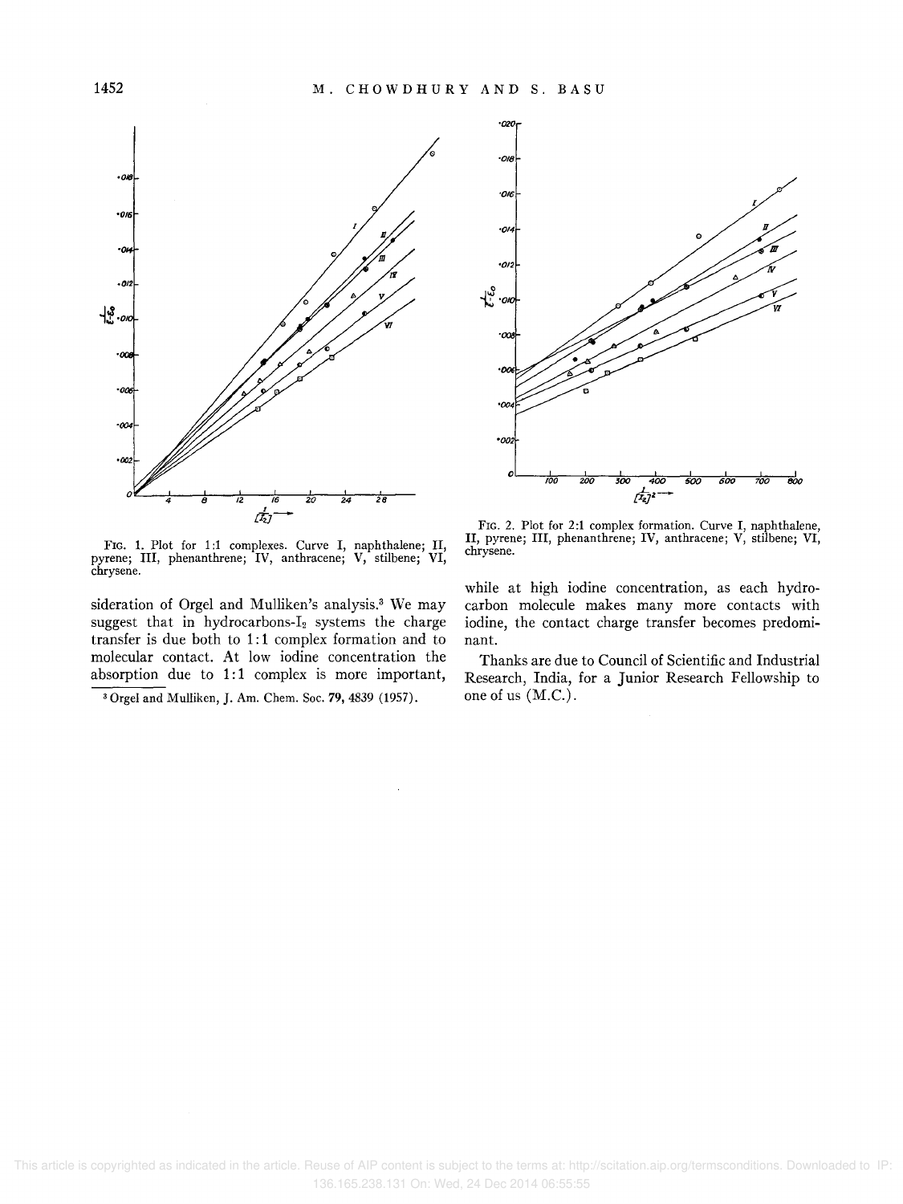.018

.016

.014

.012

$\frac{1}{\epsilon-\epsilon_0}$ .010

.008

.006

.004

.002

0

4 8 12 16 20 24 28

$\frac{1}{[I_2]}$

I II III IV V VI

FIG. 1. Plot for 1:1 complexes. Curve I, naphthalene; II, pyrene; III, phenanthrene; IV, anthracene; V, stilbene; VI, chrysene.

.020

.018

.016

.014

.012

$\frac{1}{\epsilon-\epsilon_0}$ .010

.008

.006

.004

.002

0

100 200 300 400 500 600 700 800

$\frac{1}{[I_2]^2}$

I II III IV V VI

FIG. 2. Plot for 2:1 complex formation. Curve I, naphthalene, II, pyrene; III, phenanthrene; IV, anthracene; V, stilbene; VI, chrysene.

sideration of Orgel and Mulliken's analysis.[3] We may suggest that in hydrocarbons-$I_2$ systems the charge transfer is due both to 1:1 complex formation and to molecular contact. At low iodine concentration the absorption due to 1:1 complex is more important, while at high iodine concentration, as each hydrocarbon molecule makes many more contacts with iodine, the contact charge transfer becomes predominant.

Thanks are due to Council of Scientific and Industrial Research, India, for a Junior Research Fellowship to one of us (M.C.).

[3] Orgel and Mulliken, J. Am. Chem. Soc. 79, 4839 (1957).